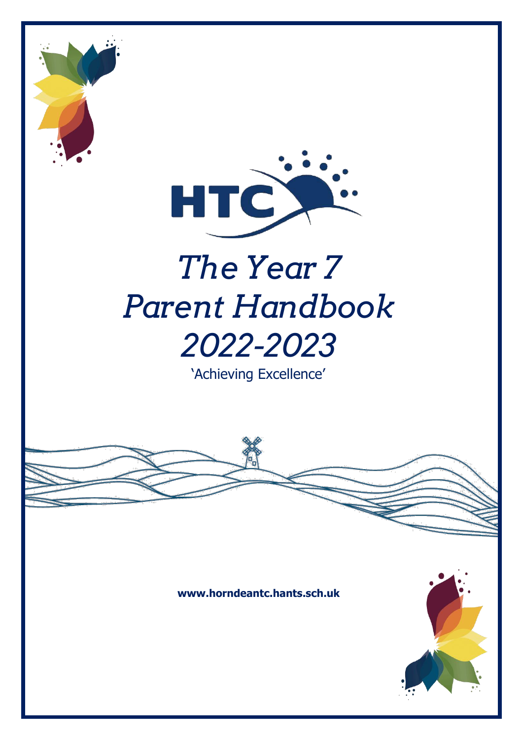HTC

# *The Year 7 Parent Handbook 2022-2023*

'Achieving Excellence'

**www.horndeantc.hants.sch.uk**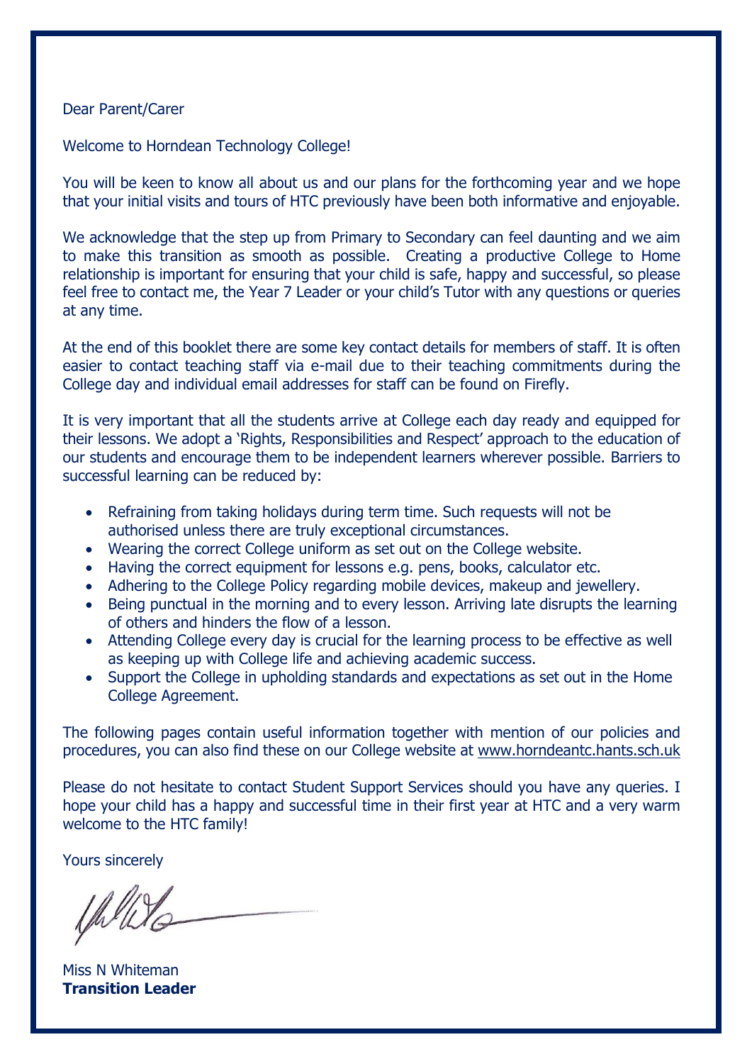Dear Parent/Carer

Welcome to Horndean Technology College!

You will be keen to know all about us and our plans for the forthcoming year and we hope that your initial visits and tours of HTC previously have been both informative and enjoyable.

We acknowledge that the step up from Primary to Secondary can feel daunting and we aim to make this transition as smooth as possible. Creating a productive College to Home relationship is important for ensuring that your child is safe, happy and successful, so please feel free to contact me, the Year 7 Leader or your child's Tutor with any questions or queries at any time.

At the end of this booklet there are some key contact details for members of staff. It is often easier to contact teaching staff via e-mail due to their teaching commitments during the College day and individual email addresses for staff can be found on Firefly.

It is very important that all the students arrive at College each day ready and equipped for their lessons. We adopt a 'Rights, Responsibilities and Respect' approach to the education of our students and encourage them to be independent learners wherever possible. Barriers to successful learning can be reduced by:

- Refraining from taking holidays during term time. Such requests will not be authorised unless there are truly exceptional circumstances.
- Wearing the correct College uniform as set out on the College website.
- Having the correct equipment for lessons e.g. pens, books, calculator etc.
- Adhering to the College Policy regarding mobile devices, makeup and jewellery.
- Being punctual in the morning and to every lesson. Arriving late disrupts the learning of others and hinders the flow of a lesson.
- Attending College every day is crucial for the learning process to be effective as well as keeping up with College life and achieving academic success.
- Support the College in upholding standards and expectations as set out in the Home College Agreement.

The following pages contain useful information together with mention of our policies and procedures, you can also find these on our College website at www.horndeantc.hants.sch.uk

Please do not hesitate to contact Student Support Services should you have any queries. I hope your child has a happy and successful time in their first year at HTC and a very warm welcome to the HTC family!

Yours sincerely

Miss N Whiteman
**Transition Leader**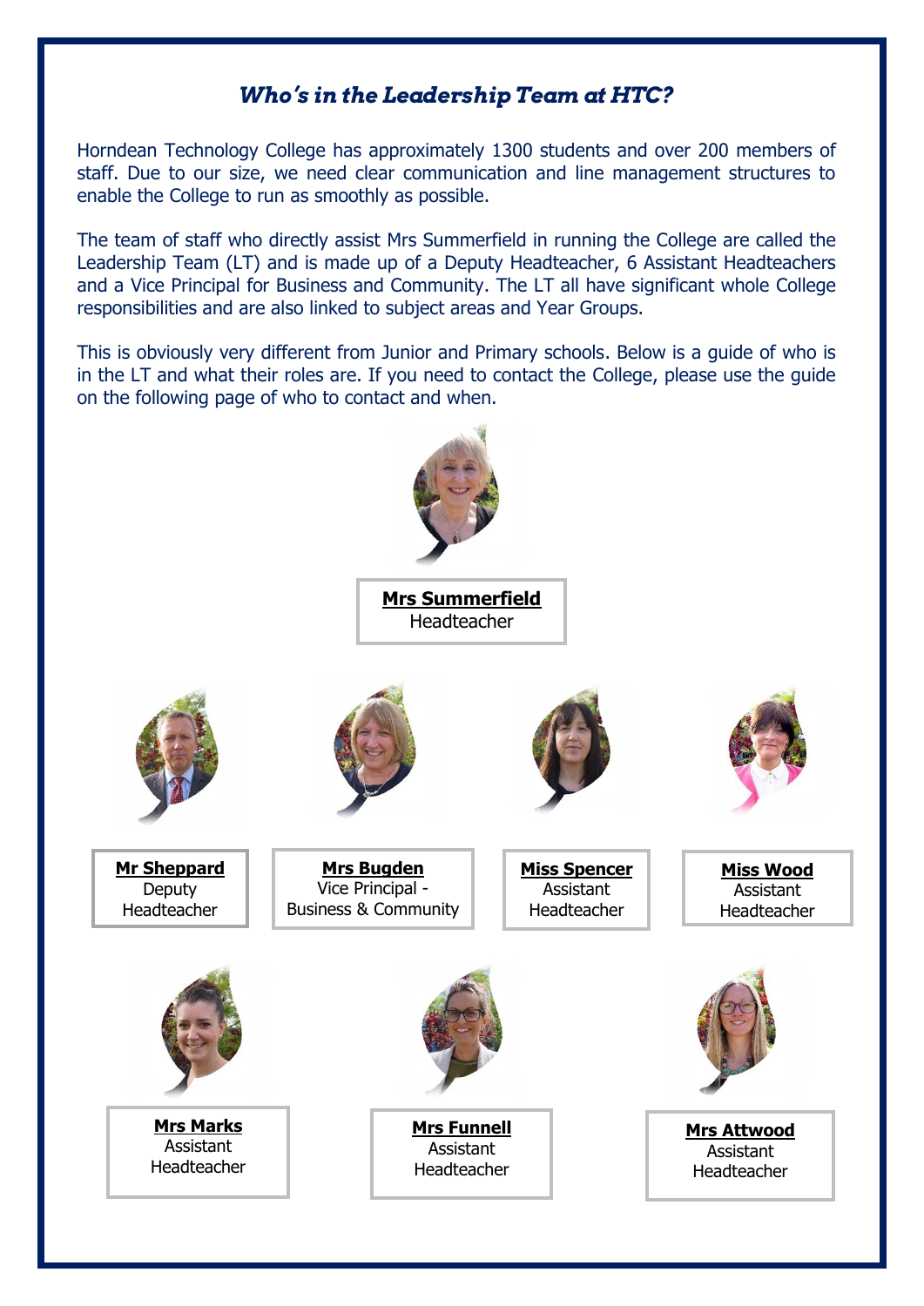## *Who's in the Leadership Team at HTC?*

Horndean Technology College has approximately 1300 students and over 200 members of staff. Due to our size, we need clear communication and line management structures to enable the College to run as smoothly as possible.

The team of staff who directly assist Mrs Summerfield in running the College are called the Leadership Team (LT) and is made up of a Deputy Headteacher, 6 Assistant Headteachers and a Vice Principal for Business and Community. The LT all have significant whole College responsibilities and are also linked to subject areas and Year Groups.

This is obviously very different from Junior and Primary schools. Below is a guide of who is in the LT and what their roles are. If you need to contact the College, please use the guide on the following page of who to contact and when.

**Mrs Summerfield**
Headteacher

**Mr Sheppard**
Deputy Headteacher

**Mrs Bugden**
Vice Principal - Business & Community

**Miss Spencer**
Assistant Headteacher

**Miss Wood**
Assistant Headteacher

**Mrs Marks**
Assistant Headteacher

**Mrs Funnell**
Assistant Headteacher

**Mrs Attwood**
Assistant Headteacher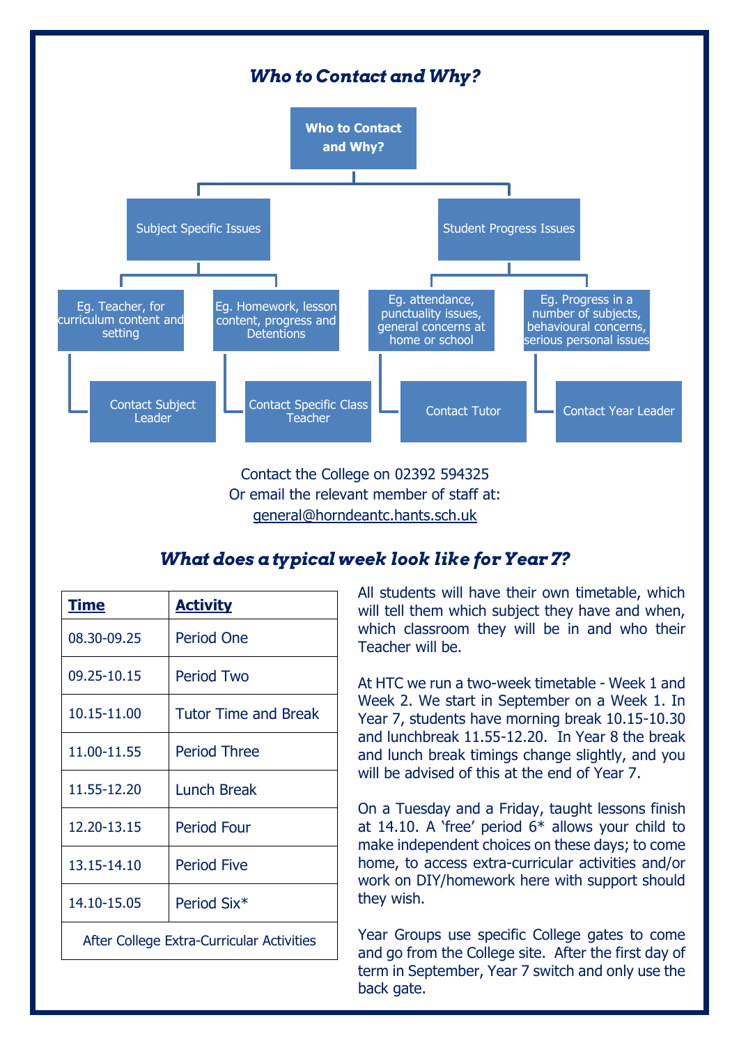## *Who to Contact and Why?*

**Who to Contact and Why?**

- **Subject Specific Issues**
  - Eg. Teacher, for curriculum content and setting → Contact Subject Leader
  - Eg. Homework, lesson content, progress and Detentions → Contact Specific Class Teacher
- **Student Progress Issues**
  - Eg. attendance, punctuality issues, general concerns at home or school → Contact Tutor
  - Eg. Progress in a number of subjects, behavioural concerns, serious personal issues → Contact Year Leader

Contact the College on 02392 594325
Or email the relevant member of staff at:
general@horndeantc.hants.sch.uk

## *What does a typical week look like for Year 7?*

| Time | Activity |
|---|---|
| 08.30-09.25 | Period One |
| 09.25-10.15 | Period Two |
| 10.15-11.00 | Tutor Time and Break |
| 11.00-11.55 | Period Three |
| 11.55-12.20 | Lunch Break |
| 12.20-13.15 | Period Four |
| 13.15-14.10 | Period Five |
| 14.10-15.05 | Period Six* |
| After College Extra-Curricular Activities | |

All students will have their own timetable, which will tell them which subject they have and when, which classroom they will be in and who their Teacher will be.

At HTC we run a two-week timetable - Week 1 and Week 2. We start in September on a Week 1. In Year 7, students have morning break 10.15-10.30 and lunchbreak 11.55-12.20. In Year 8 the break and lunch break timings change slightly, and you will be advised of this at the end of Year 7.

On a Tuesday and a Friday, taught lessons finish at 14.10. A 'free' period 6* allows your child to make independent choices on these days; to come home, to access extra-curricular activities and/or work on DIY/homework here with support should they wish.

Year Groups use specific College gates to come and go from the College site. After the first day of term in September, Year 7 switch and only use the back gate.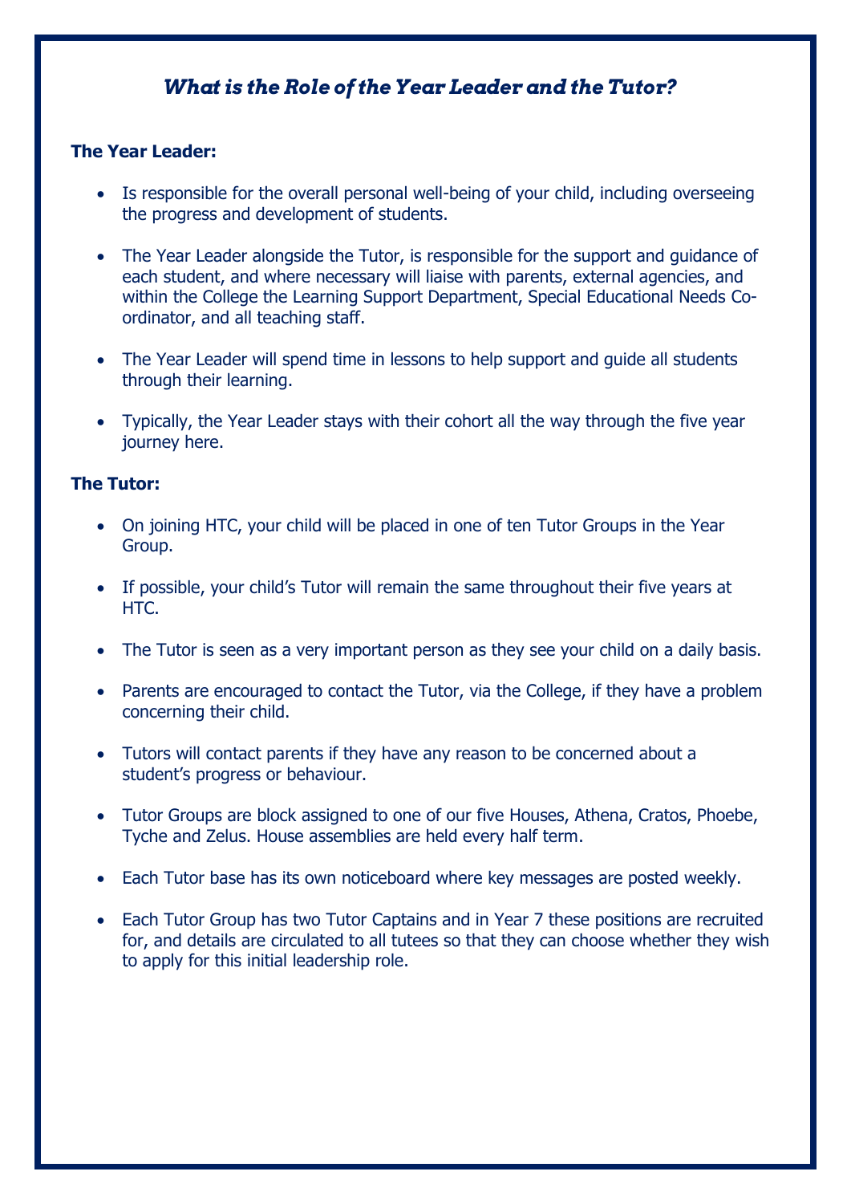## *What is the Role of the Year Leader and the Tutor?*

**The Year Leader:**

- Is responsible for the overall personal well-being of your child, including overseeing the progress and development of students.
- The Year Leader alongside the Tutor, is responsible for the support and guidance of each student, and where necessary will liaise with parents, external agencies, and within the College the Learning Support Department, Special Educational Needs Co-ordinator, and all teaching staff.
- The Year Leader will spend time in lessons to help support and guide all students through their learning.
- Typically, the Year Leader stays with their cohort all the way through the five year journey here.

**The Tutor:**

- On joining HTC, your child will be placed in one of ten Tutor Groups in the Year Group.
- If possible, your child's Tutor will remain the same throughout their five years at HTC.
- The Tutor is seen as a very important person as they see your child on a daily basis.
- Parents are encouraged to contact the Tutor, via the College, if they have a problem concerning their child.
- Tutors will contact parents if they have any reason to be concerned about a student's progress or behaviour.
- Tutor Groups are block assigned to one of our five Houses, Athena, Cratos, Phoebe, Tyche and Zelus. House assemblies are held every half term.
- Each Tutor base has its own noticeboard where key messages are posted weekly.
- Each Tutor Group has two Tutor Captains and in Year 7 these positions are recruited for, and details are circulated to all tutees so that they can choose whether they wish to apply for this initial leadership role.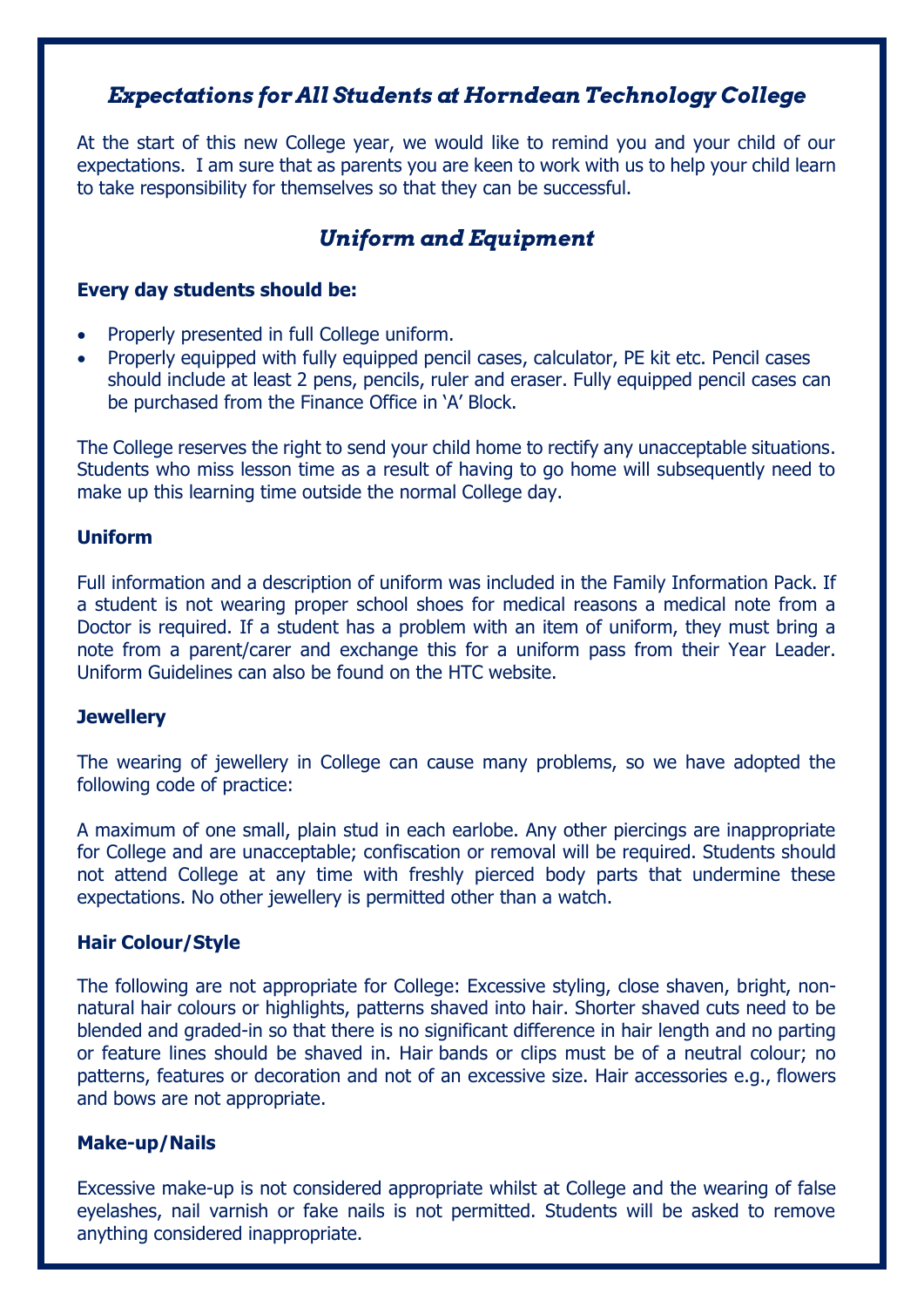## *Expectations for All Students at Horndean Technology College*

At the start of this new College year, we would like to remind you and your child of our expectations. I am sure that as parents you are keen to work with us to help your child learn to take responsibility for themselves so that they can be successful.

## *Uniform and Equipment*

**Every day students should be:**

- Properly presented in full College uniform.
- Properly equipped with fully equipped pencil cases, calculator, PE kit etc. Pencil cases should include at least 2 pens, pencils, ruler and eraser. Fully equipped pencil cases can be purchased from the Finance Office in 'A' Block.

The College reserves the right to send your child home to rectify any unacceptable situations. Students who miss lesson time as a result of having to go home will subsequently need to make up this learning time outside the normal College day.

### Uniform

Full information and a description of uniform was included in the Family Information Pack. If a student is not wearing proper school shoes for medical reasons a medical note from a Doctor is required. If a student has a problem with an item of uniform, they must bring a note from a parent/carer and exchange this for a uniform pass from their Year Leader. Uniform Guidelines can also be found on the HTC website.

### Jewellery

The wearing of jewellery in College can cause many problems, so we have adopted the following code of practice:

A maximum of one small, plain stud in each earlobe. Any other piercings are inappropriate for College and are unacceptable; confiscation or removal will be required. Students should not attend College at any time with freshly pierced body parts that undermine these expectations. No other jewellery is permitted other than a watch.

### Hair Colour/Style

The following are not appropriate for College: Excessive styling, close shaven, bright, non-natural hair colours or highlights, patterns shaved into hair. Shorter shaved cuts need to be blended and graded-in so that there is no significant difference in hair length and no parting or feature lines should be shaved in. Hair bands or clips must be of a neutral colour; no patterns, features or decoration and not of an excessive size. Hair accessories e.g., flowers and bows are not appropriate.

### Make-up/Nails

Excessive make-up is not considered appropriate whilst at College and the wearing of false eyelashes, nail varnish or fake nails is not permitted. Students will be asked to remove anything considered inappropriate.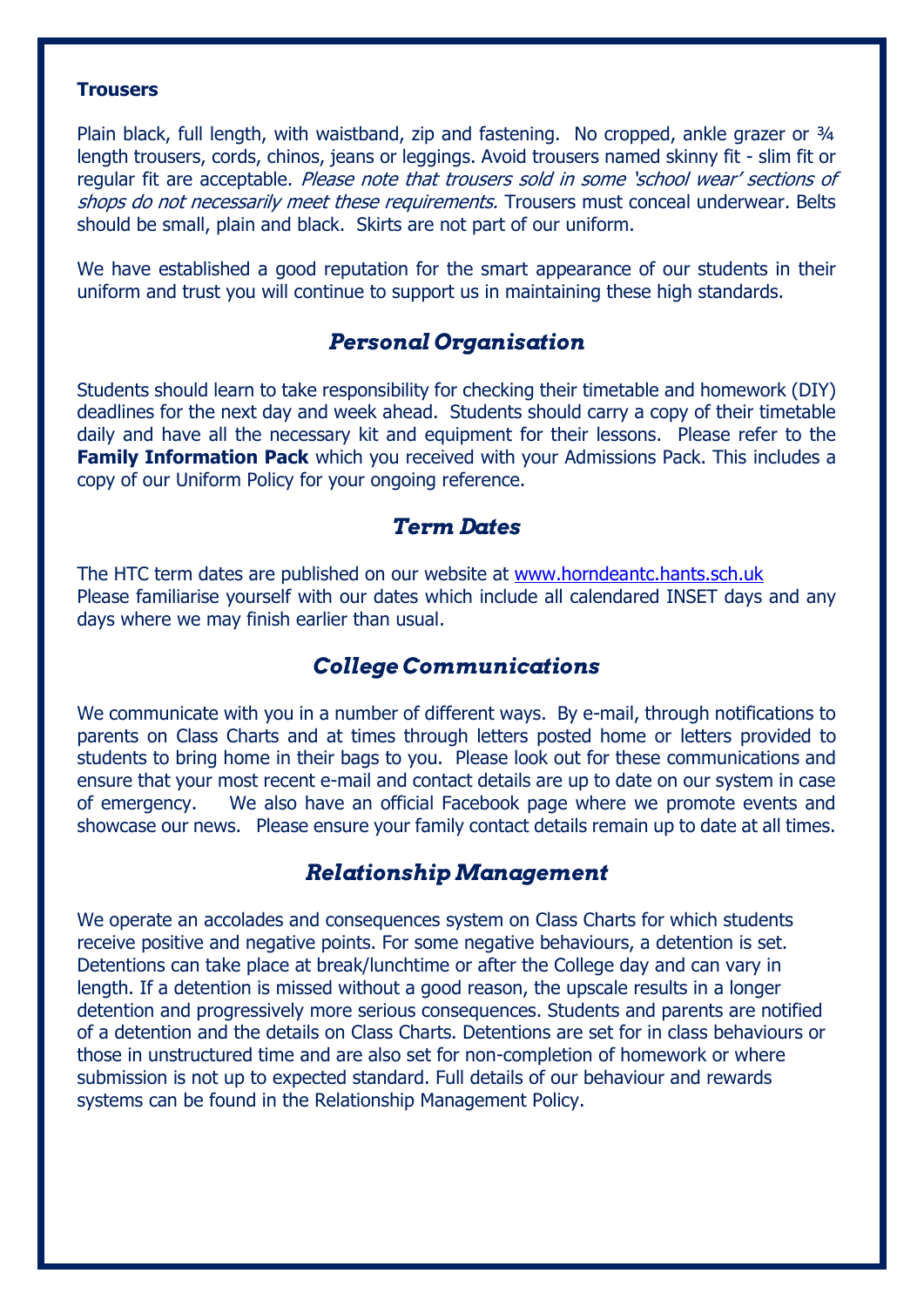**Trousers**

Plain black, full length, with waistband, zip and fastening. No cropped, ankle grazer or ¾ length trousers, cords, chinos, jeans or leggings. Avoid trousers named skinny fit - slim fit or regular fit are acceptable. *Please note that trousers sold in some 'school wear' sections of shops do not necessarily meet these requirements.* Trousers must conceal underwear. Belts should be small, plain and black. Skirts are not part of our uniform.

We have established a good reputation for the smart appearance of our students in their uniform and trust you will continue to support us in maintaining these high standards.

## *Personal Organisation*

Students should learn to take responsibility for checking their timetable and homework (DIY) deadlines for the next day and week ahead. Students should carry a copy of their timetable daily and have all the necessary kit and equipment for their lessons. Please refer to the **Family Information Pack** which you received with your Admissions Pack. This includes a copy of our Uniform Policy for your ongoing reference.

## *Term Dates*

The HTC term dates are published on our website at www.horndeantc.hants.sch.uk
Please familiarise yourself with our dates which include all calendared INSET days and any days where we may finish earlier than usual.

## *College Communications*

We communicate with you in a number of different ways. By e-mail, through notifications to parents on Class Charts and at times through letters posted home or letters provided to students to bring home in their bags to you. Please look out for these communications and ensure that your most recent e-mail and contact details are up to date on our system in case of emergency. We also have an official Facebook page where we promote events and showcase our news. Please ensure your family contact details remain up to date at all times.

## *Relationship Management*

We operate an accolades and consequences system on Class Charts for which students receive positive and negative points. For some negative behaviours, a detention is set. Detentions can take place at break/lunchtime or after the College day and can vary in length. If a detention is missed without a good reason, the upscale results in a longer detention and progressively more serious consequences. Students and parents are notified of a detention and the details on Class Charts. Detentions are set for in class behaviours or those in unstructured time and are also set for non-completion of homework or where submission is not up to expected standard. Full details of our behaviour and rewards systems can be found in the Relationship Management Policy.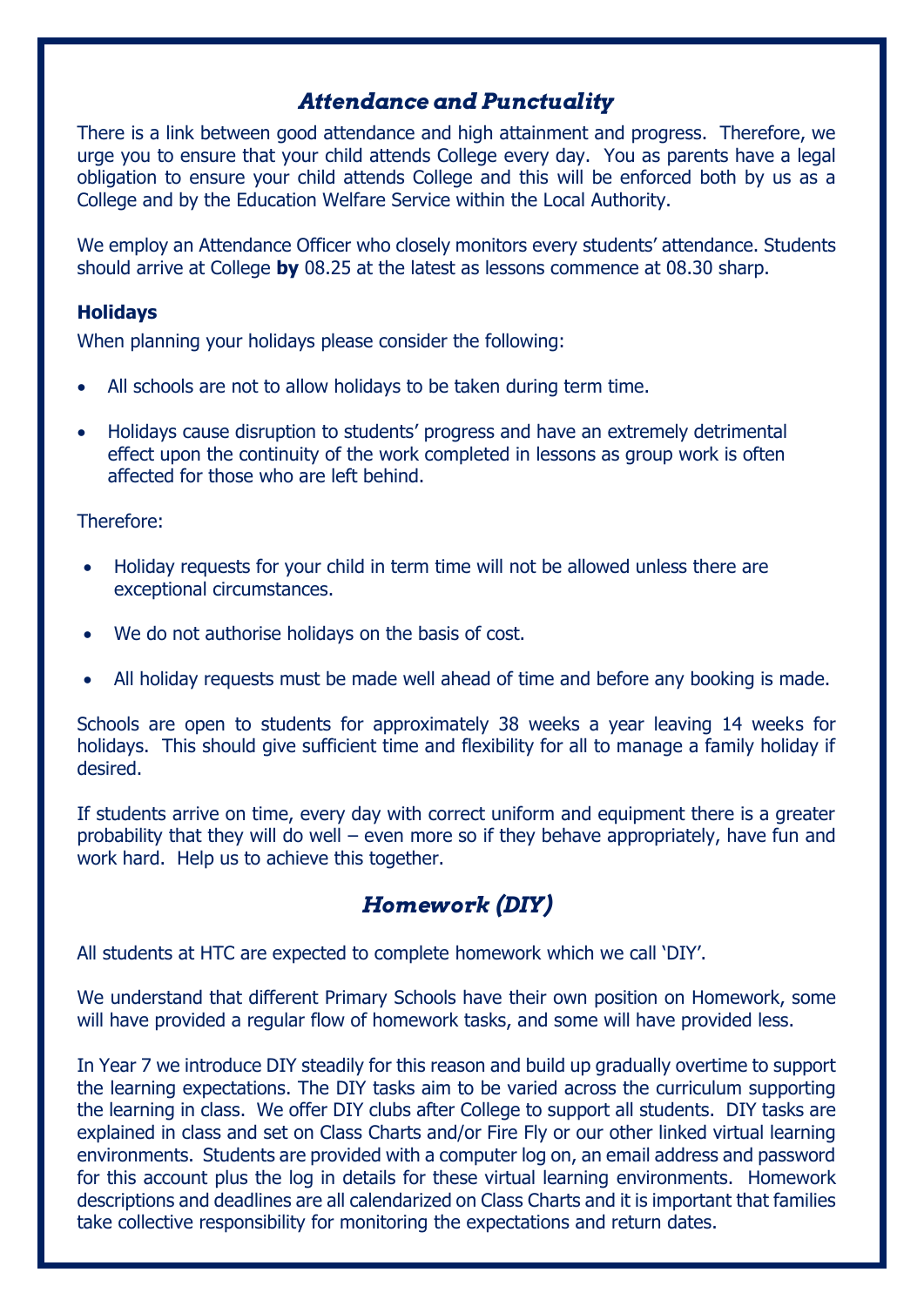## *Attendance and Punctuality*

There is a link between good attendance and high attainment and progress. Therefore, we urge you to ensure that your child attends College every day. You as parents have a legal obligation to ensure your child attends College and this will be enforced both by us as a College and by the Education Welfare Service within the Local Authority.

We employ an Attendance Officer who closely monitors every students' attendance. Students should arrive at College **by** 08.25 at the latest as lessons commence at 08.30 sharp.

### Holidays

When planning your holidays please consider the following:

- All schools are not to allow holidays to be taken during term time.
- Holidays cause disruption to students' progress and have an extremely detrimental effect upon the continuity of the work completed in lessons as group work is often affected for those who are left behind.

Therefore:

- Holiday requests for your child in term time will not be allowed unless there are exceptional circumstances.
- We do not authorise holidays on the basis of cost.
- All holiday requests must be made well ahead of time and before any booking is made.

Schools are open to students for approximately 38 weeks a year leaving 14 weeks for holidays. This should give sufficient time and flexibility for all to manage a family holiday if desired.

If students arrive on time, every day with correct uniform and equipment there is a greater probability that they will do well – even more so if they behave appropriately, have fun and work hard. Help us to achieve this together.

## *Homework (DIY)*

All students at HTC are expected to complete homework which we call 'DIY'.

We understand that different Primary Schools have their own position on Homework, some will have provided a regular flow of homework tasks, and some will have provided less.

In Year 7 we introduce DIY steadily for this reason and build up gradually overtime to support the learning expectations. The DIY tasks aim to be varied across the curriculum supporting the learning in class. We offer DIY clubs after College to support all students. DIY tasks are explained in class and set on Class Charts and/or Fire Fly or our other linked virtual learning environments. Students are provided with a computer log on, an email address and password for this account plus the log in details for these virtual learning environments. Homework descriptions and deadlines are all calendarized on Class Charts and it is important that families take collective responsibility for monitoring the expectations and return dates.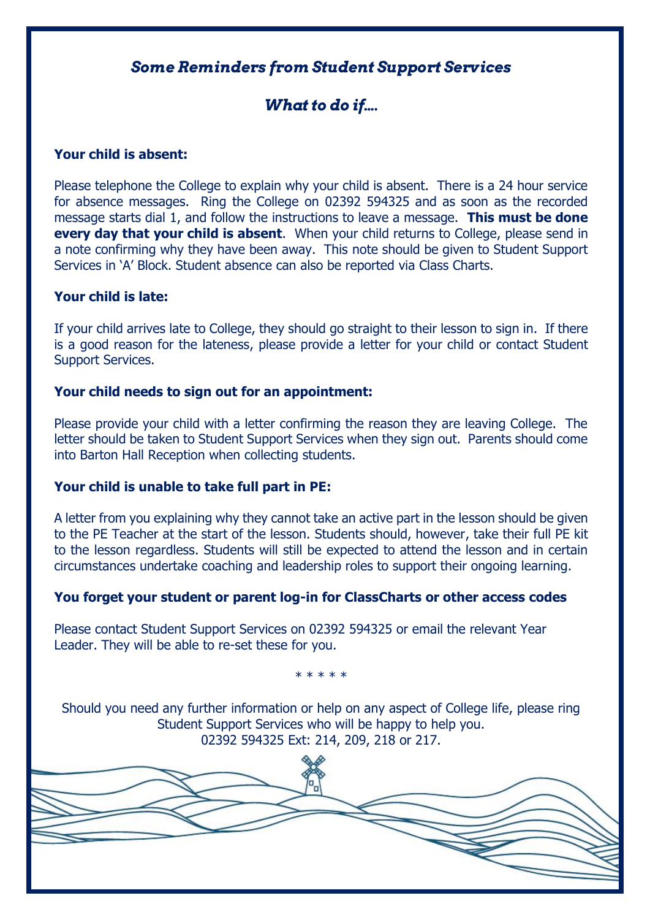## *Some Reminders from Student Support Services*

## *What to do if….*

**Your child is absent:**

Please telephone the College to explain why your child is absent. There is a 24 hour service for absence messages. Ring the College on 02392 594325 and as soon as the recorded message starts dial 1, and follow the instructions to leave a message. **This must be done every day that your child is absent**. When your child returns to College, please send in a note confirming why they have been away. This note should be given to Student Support Services in 'A' Block. Student absence can also be reported via Class Charts.

**Your child is late:**

If your child arrives late to College, they should go straight to their lesson to sign in. If there is a good reason for the lateness, please provide a letter for your child or contact Student Support Services.

**Your child needs to sign out for an appointment:**

Please provide your child with a letter confirming the reason they are leaving College. The letter should be taken to Student Support Services when they sign out. Parents should come into Barton Hall Reception when collecting students.

**Your child is unable to take full part in PE:**

A letter from you explaining why they cannot take an active part in the lesson should be given to the PE Teacher at the start of the lesson. Students should, however, take their full PE kit to the lesson regardless. Students will still be expected to attend the lesson and in certain circumstances undertake coaching and leadership roles to support their ongoing learning.

**You forget your student or parent log-in for ClassCharts or other access codes**

Please contact Student Support Services on 02392 594325 or email the relevant Year Leader. They will be able to re-set these for you.

* * * * *

Should you need any further information or help on any aspect of College life, please ring Student Support Services who will be happy to help you.
02392 594325 Ext: 214, 209, 218 or 217.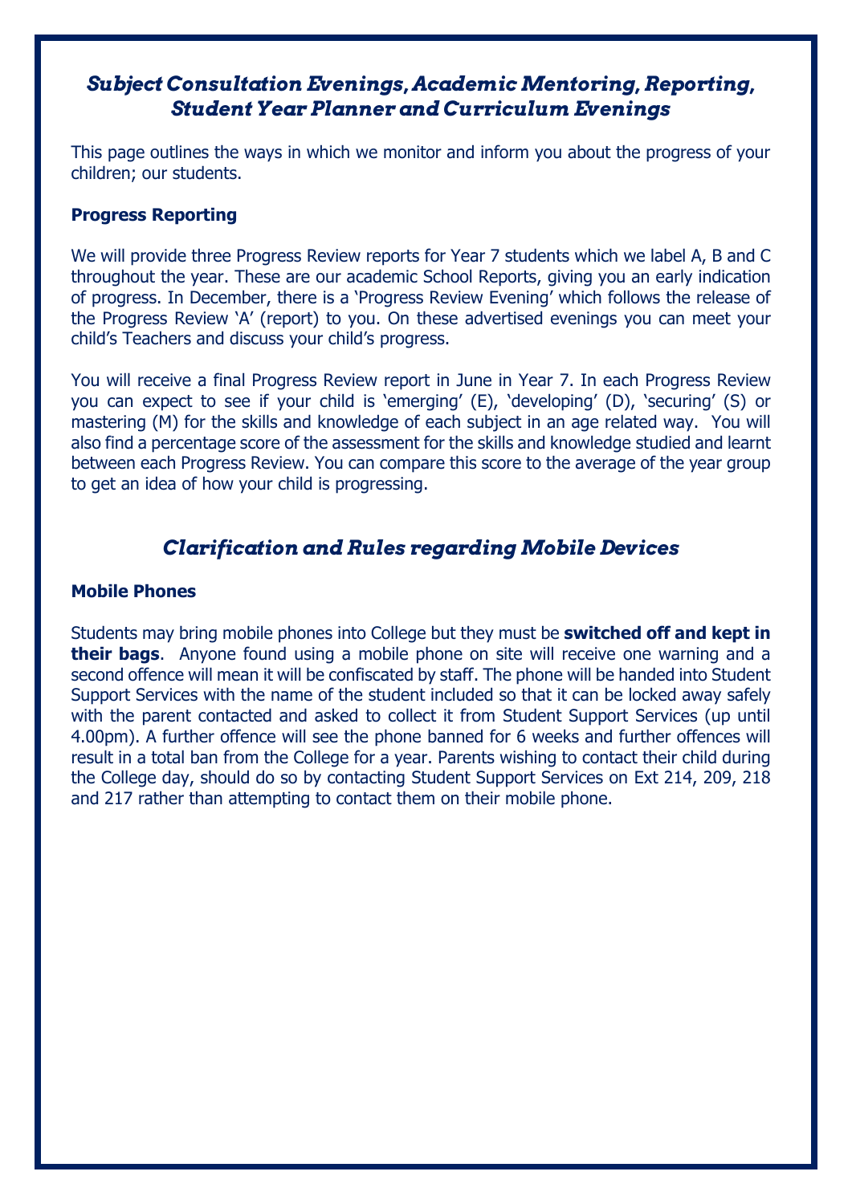## *Subject Consultation Evenings, Academic Mentoring, Reporting, Student Year Planner and Curriculum Evenings*

This page outlines the ways in which we monitor and inform you about the progress of your children; our students.

### Progress Reporting

We will provide three Progress Review reports for Year 7 students which we label A, B and C throughout the year. These are our academic School Reports, giving you an early indication of progress. In December, there is a 'Progress Review Evening' which follows the release of the Progress Review 'A' (report) to you. On these advertised evenings you can meet your child's Teachers and discuss your child's progress.

You will receive a final Progress Review report in June in Year 7. In each Progress Review you can expect to see if your child is 'emerging' (E), 'developing' (D), 'securing' (S) or mastering (M) for the skills and knowledge of each subject in an age related way. You will also find a percentage score of the assessment for the skills and knowledge studied and learnt between each Progress Review. You can compare this score to the average of the year group to get an idea of how your child is progressing.

## *Clarification and Rules regarding Mobile Devices*

### Mobile Phones

Students may bring mobile phones into College but they must be **switched off and kept in their bags**. Anyone found using a mobile phone on site will receive one warning and a second offence will mean it will be confiscated by staff. The phone will be handed into Student Support Services with the name of the student included so that it can be locked away safely with the parent contacted and asked to collect it from Student Support Services (up until 4.00pm). A further offence will see the phone banned for 6 weeks and further offences will result in a total ban from the College for a year. Parents wishing to contact their child during the College day, should do so by contacting Student Support Services on Ext 214, 209, 218 and 217 rather than attempting to contact them on their mobile phone.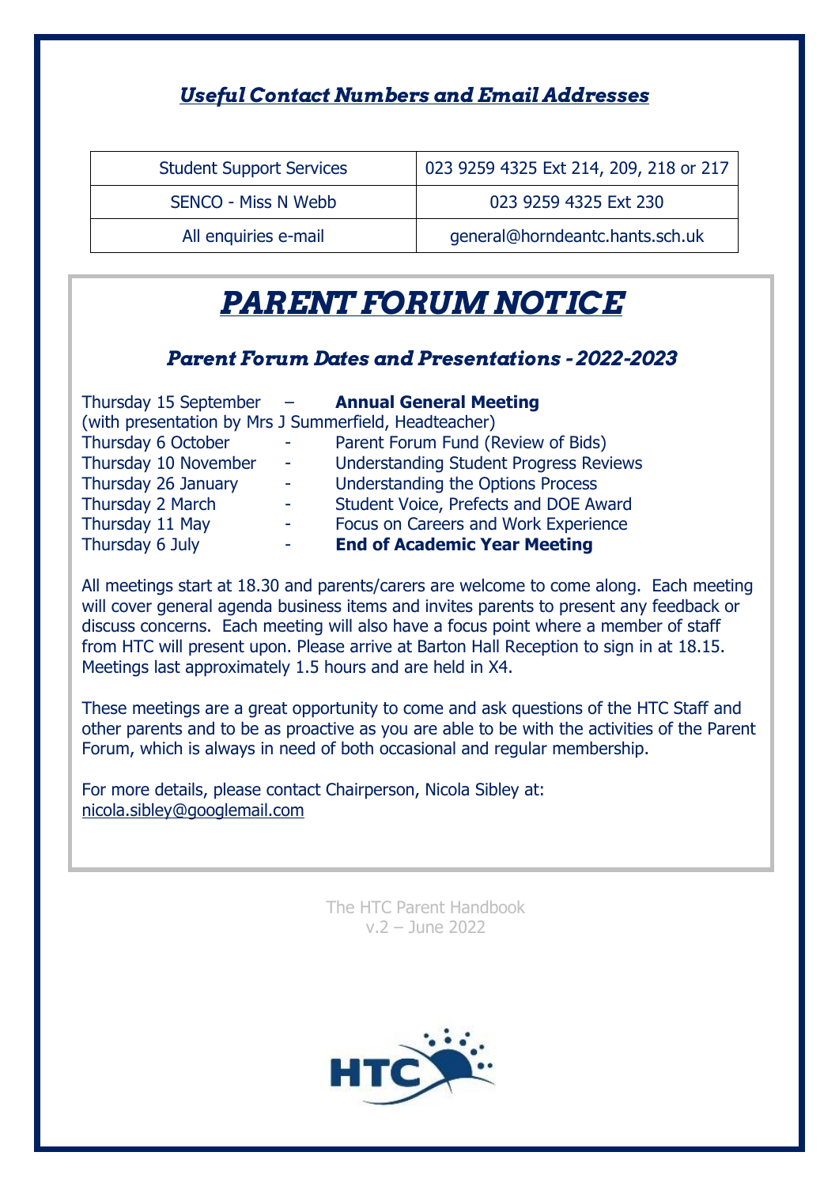## *Useful Contact Numbers and Email Addresses*

| | |
|---|---|
| Student Support Services | 023 9259 4325 Ext 214, 209, 218 or 217 |
| SENCO - Miss N Webb | 023 9259 4325 Ext 230 |
| All enquiries e-mail | general@horndeantc.hants.sch.uk |

# *PARENT FORUM NOTICE*

### *Parent Forum Dates and Presentations - 2022-2023*

Thursday 15 September – **Annual General Meeting**
(with presentation by Mrs J Summerfield, Headteacher)
Thursday 6 October - Parent Forum Fund (Review of Bids)
Thursday 10 November - Understanding Student Progress Reviews
Thursday 26 January - Understanding the Options Process
Thursday 2 March - Student Voice, Prefects and DOE Award
Thursday 11 May - Focus on Careers and Work Experience
Thursday 6 July - **End of Academic Year Meeting**

All meetings start at 18.30 and parents/carers are welcome to come along. Each meeting will cover general agenda business items and invites parents to present any feedback or discuss concerns. Each meeting will also have a focus point where a member of staff from HTC will present upon. Please arrive at Barton Hall Reception to sign in at 18.15. Meetings last approximately 1.5 hours and are held in X4.

These meetings are a great opportunity to come and ask questions of the HTC Staff and other parents and to be as proactive as you are able to be with the activities of the Parent Forum, which is always in need of both occasional and regular membership.

For more details, please contact Chairperson, Nicola Sibley at:
nicola.sibley@googlemail.com

The HTC Parent Handbook
v.2 – June 2022

HTC